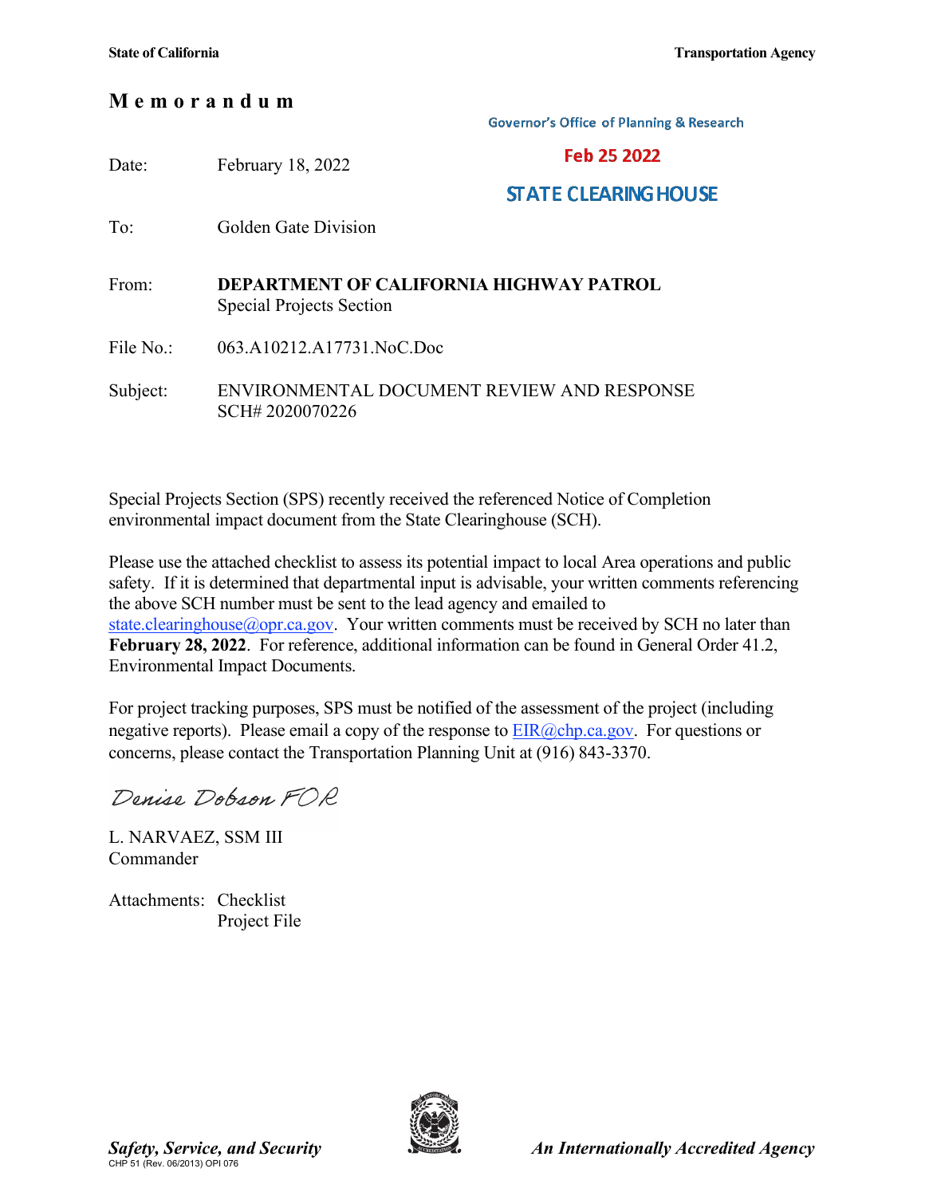State of California | Transportation Agency

# M e m o r a n d u m

Governor's Office of Planning & Research

**Feb 25 2022**

**STATE CLEARINGHOUSE**

Date: February 18, 2022

To: Golden Gate Division

From: **DEPARTMENT OF CALIFORNIA HIGHWAY PATROL**
Special Projects Section

File No.: 063.A10212.A17731.NoC.Doc

Subject: ENVIRONMENTAL DOCUMENT REVIEW AND RESPONSE
SCH# 2020070226

Special Projects Section (SPS) recently received the referenced Notice of Completion environmental impact document from the State Clearinghouse (SCH).

Please use the attached checklist to assess its potential impact to local Area operations and public safety. If it is determined that departmental input is advisable, your written comments referencing the above SCH number must be sent to the lead agency and emailed to state.clearinghouse@opr.ca.gov. Your written comments must be received by SCH no later than **February 28, 2022**. For reference, additional information can be found in General Order 41.2, Environmental Impact Documents.

For project tracking purposes, SPS must be notified of the assessment of the project (including negative reports). Please email a copy of the response to EIR@chp.ca.gov. For questions or concerns, please contact the Transportation Planning Unit at (916) 843-3370.

*Denise Dobson FOR*

L. NARVAEZ, SSM III
Commander

Attachments: Checklist
Project File

***Safety, Service, and Security*** | ***An Internationally Accredited Agency***

CHP 51 (Rev. 06/2013) OPI 076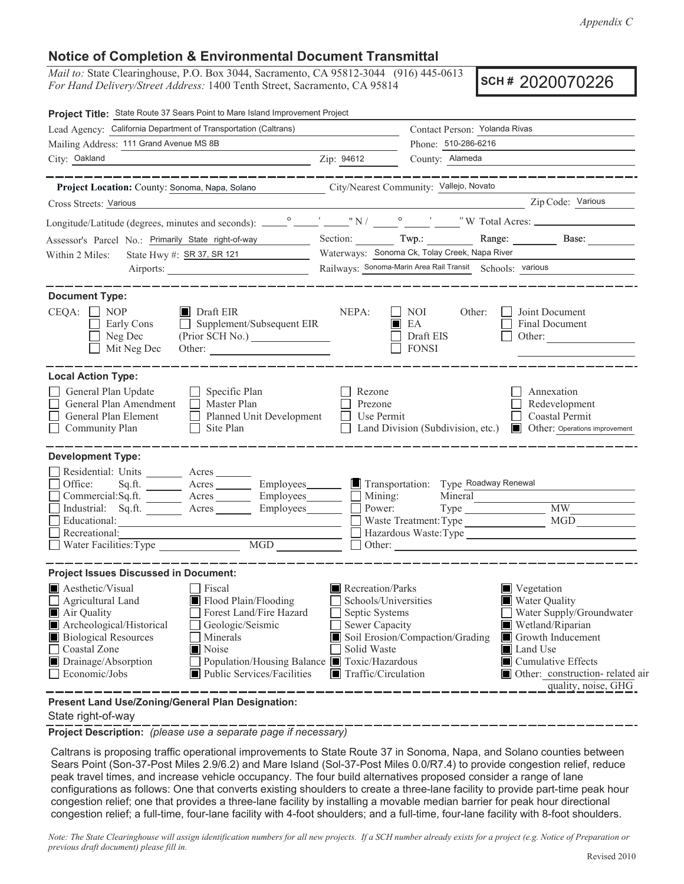*Appendix C*

# Notice of Completion & Environmental Document Transmittal

*Mail to:* State Clearinghouse, P.O. Box 3044, Sacramento, CA 95812-3044 (916) 445-0613
*For Hand Delivery/Street Address:* 1400 Tenth Street, Sacramento, CA 95814

**SCH #** 2020070226

**Project Title:** State Route 37 Sears Point to Mare Island Improvement Project

Lead Agency: California Department of Transportation (Caltrans)
Contact Person: Yolanda Rivas
Mailing Address: 111 Grand Avenue MS 8B
Phone: 510-286-6216
City: Oakland
Zip: 94612
County: Alameda

---

**Project Location:** County: Sonoma, Napa, Solano
City/Nearest Community: Vallejo, Novato
Cross Streets: Various
Zip Code: Various
Longitude/Latitude (degrees, minutes and seconds): ___° ___′ ___″ N / ___° ___′ ___″ W Total Acres: ______
Assessor's Parcel No.: Primarily State right-of-way
Section: ____ Twp.: ____ Range: ____ Base: ____
Within 2 Miles: State Hwy #: SR 37, SR 121
Waterways: Sonoma Ck, Tolay Creek, Napa River
Airports: ______
Railways: Sonoma-Marin Area Rail Transit
Schools: various

---

**Document Type:**

CEQA:
- ☐ NOP
- ☐ Early Cons
- ☐ Neg Dec
- ☐ Mit Neg Dec
- ☒ Draft EIR
- ☐ Supplement/Subsequent EIR (Prior SCH No.) ______
- Other: ______

NEPA:
- ☐ NOI
- ☒ EA
- ☐ Draft EIS
- ☐ FONSI

Other:
- ☐ Joint Document
- ☐ Final Document
- ☐ Other: ______

---

**Local Action Type:**

- ☐ General Plan Update
- ☐ General Plan Amendment
- ☐ General Plan Element
- ☐ Community Plan
- ☐ Specific Plan
- ☐ Master Plan
- ☐ Planned Unit Development
- ☐ Site Plan
- ☐ Rezone
- ☐ Prezone
- ☐ Use Permit
- ☐ Land Division (Subdivision, etc.)
- ☐ Annexation
- ☐ Redevelopment
- ☐ Coastal Permit
- ☒ Other: Operations improvement

---

**Development Type:**

- ☐ Residential: Units ______ Acres ______
- ☐ Office: Sq.ft. ______ Acres ______ Employees ______
- ☐ Commercial: Sq.ft. ______ Acres ______ Employees ______
- ☐ Industrial: Sq.ft. ______ Acres ______ Employees ______
- ☐ Educational: ______
- ☐ Recreational: ______
- ☐ Water Facilities: Type ______ MGD ______
- ☒ Transportation: Type Roadway Renewal
- ☐ Mining: Mineral ______
- ☐ Power: Type ______ MW ______
- ☐ Waste Treatment: Type ______ MGD ______
- ☐ Hazardous Waste: Type ______
- ☐ Other: ______

---

**Project Issues Discussed in Document:**

- ☒ Aesthetic/Visual
- ☐ Agricultural Land
- ☒ Air Quality
- ☒ Archeological/Historical
- ☒ Biological Resources
- ☐ Coastal Zone
- ☒ Drainage/Absorption
- ☐ Economic/Jobs
- ☐ Fiscal
- ☒ Flood Plain/Flooding
- ☐ Forest Land/Fire Hazard
- ☐ Geologic/Seismic
- ☐ Minerals
- ☒ Noise
- ☐ Population/Housing Balance
- ☒ Public Services/Facilities
- ☒ Recreation/Parks
- ☐ Schools/Universities
- ☐ Septic Systems
- ☐ Sewer Capacity
- ☒ Soil Erosion/Compaction/Grading
- ☐ Solid Waste
- ☒ Toxic/Hazardous
- ☒ Traffic/Circulation
- ☒ Vegetation
- ☒ Water Quality
- ☐ Water Supply/Groundwater
- ☒ Wetland/Riparian
- ☒ Growth Inducement
- ☒ Land Use
- ☒ Cumulative Effects
- ☒ Other: construction- related air quality, noise, GHG

---

**Present Land Use/Zoning/General Plan Designation:**

State right-of-way

---

**Project Description:** *(please use a separate page if necessary)*

Caltrans is proposing traffic operational improvements to State Route 37 in Sonoma, Napa, and Solano counties between Sears Point (Son-37-Post Miles 2.9/6.2) and Mare Island (Sol-37-Post Miles 0.0/R7.4) to provide congestion relief, reduce peak travel times, and increase vehicle occupancy. The four build alternatives proposed consider a range of lane configurations as follows: One that converts existing shoulders to create a three-lane facility to provide part-time peak hour congestion relief; one that provides a three-lane facility by installing a movable median barrier for peak hour directional congestion relief; a full-time, four-lane facility with 4-foot shoulders; and a full-time, four-lane facility with 8-foot shoulders.

*Note: The State Clearinghouse will assign identification numbers for all new projects. If a SCH number already exists for a project (e.g. Notice of Preparation or previous draft document) please fill in.*

Revised 2010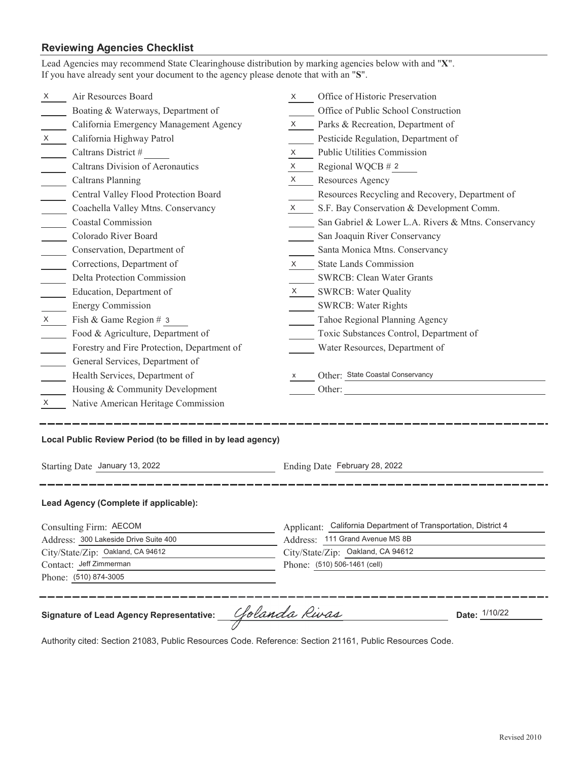## Reviewing Agencies Checklist

Lead Agencies may recommend State Clearinghouse distribution by marking agencies below with and "**X**".
If you have already sent your document to the agency please denote that with an "**S**".

| | | | |
|---|---|---|---|
| X | Air Resources Board | X | Office of Historic Preservation |
| | Boating & Waterways, Department of | | Office of Public School Construction |
| | California Emergency Management Agency | X | Parks & Recreation, Department of |
| X | California Highway Patrol | | Pesticide Regulation, Department of |
| | Caltrans District # | X | Public Utilities Commission |
| | Caltrans Division of Aeronautics | X | Regional WQCB # 2 |
| | Caltrans Planning | X | Resources Agency |
| | Central Valley Flood Protection Board | | Resources Recycling and Recovery, Department of |
| | Coachella Valley Mtns. Conservancy | X | S.F. Bay Conservation & Development Comm. |
| | Coastal Commission | | San Gabriel & Lower L.A. Rivers & Mtns. Conservancy |
| | Colorado River Board | | San Joaquin River Conservancy |
| | Conservation, Department of | | Santa Monica Mtns. Conservancy |
| | Corrections, Department of | X | State Lands Commission |
| | Delta Protection Commission | | SWRCB: Clean Water Grants |
| | Education, Department of | X | SWRCB: Water Quality |
| | Energy Commission | | SWRCB: Water Rights |
| X | Fish & Game Region # 3 | | Tahoe Regional Planning Agency |
| | Food & Agriculture, Department of | | Toxic Substances Control, Department of |
| | Forestry and Fire Protection, Department of | | Water Resources, Department of |
| | General Services, Department of | | |
| | Health Services, Department of | x | Other: State Coastal Conservancy |
| | Housing & Community Development | | Other: |
| X | Native American Heritage Commission | | |

---

**Local Public Review Period (to be filled in by lead agency)**

Starting Date January 13, 2022 Ending Date February 28, 2022

---

**Lead Agency (Complete if applicable):**

Consulting Firm: AECOM
Address: 300 Lakeside Drive Suite 400
City/State/Zip: Oakland, CA 94612
Contact: Jeff Zimmerman
Phone: (510) 874-3005

Applicant: California Department of Transportation, District 4
Address: 111 Grand Avenue MS 8B
City/State/Zip: Oakland, CA 94612
Phone: (510) 506-1461 (cell)

---

**Signature of Lead Agency Representative:** *Yolanda Rivas* **Date:** 1/10/22

Authority cited: Section 21083, Public Resources Code. Reference: Section 21161, Public Resources Code.

Revised 2010